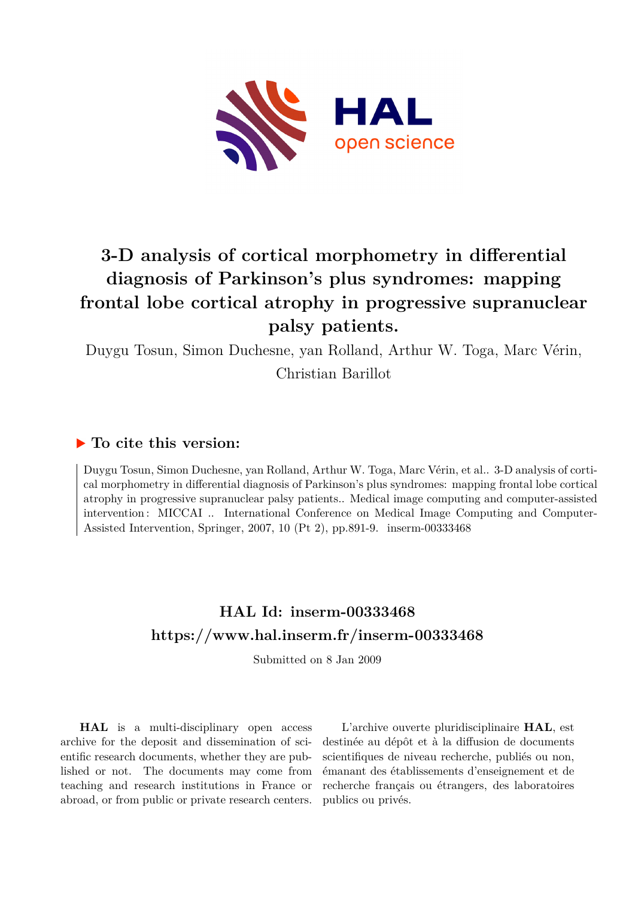# 3-D analysis of cortical morphometry in differential diagnosis of Parkinson's plus syndromes: mapping frontal lobe cortical atrophy in progressive supranuclear palsy patients.

Duygu Tosun, Simon Duchesne, yan Rolland, Arthur W. Toga, Marc Vérin, Christian Barillot

## ▶ To cite this version:

Duygu Tosun, Simon Duchesne, yan Rolland, Arthur W. Toga, Marc Vérin, et al.. 3-D analysis of cortical morphometry in differential diagnosis of Parkinson's plus syndromes: mapping frontal lobe cortical atrophy in progressive supranuclear palsy patients.. Medical image computing and computer-assisted intervention : MICCAI .. International Conference on Medical Image Computing and Computer-Assisted Intervention, Springer, 2007, 10 (Pt 2), pp.891-9. inserm-00333468

## HAL Id: inserm-00333468

## https://www.hal.inserm.fr/inserm-00333468

Submitted on 8 Jan 2009

**HAL** is a multi-disciplinary open access archive for the deposit and dissemination of scientific research documents, whether they are published or not. The documents may come from teaching and research institutions in France or abroad, or from public or private research centers.

L'archive ouverte pluridisciplinaire **HAL**, est destinée au dépôt et à la diffusion de documents scientifiques de niveau recherche, publiés ou non, émanant des établissements d'enseignement et de recherche français ou étrangers, des laboratoires publics ou privés.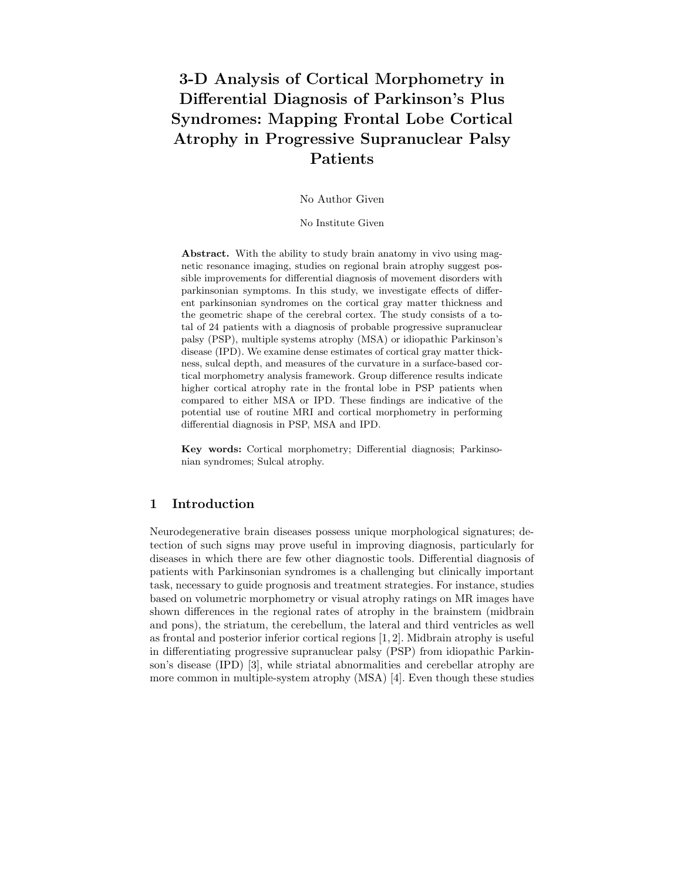# 3-D Analysis of Cortical Morphometry in Differential Diagnosis of Parkinson's Plus Syndromes: Mapping Frontal Lobe Cortical Atrophy in Progressive Supranuclear Palsy Patients

No Author Given

No Institute Given

**Abstract.** With the ability to study brain anatomy in vivo using magnetic resonance imaging, studies on regional brain atrophy suggest possible improvements for differential diagnosis of movement disorders with parkinsonian symptoms. In this study, we investigate effects of different parkinsonian syndromes on the cortical gray matter thickness and the geometric shape of the cerebral cortex. The study consists of a total of 24 patients with a diagnosis of probable progressive supranuclear palsy (PSP), multiple systems atrophy (MSA) or idiopathic Parkinson's disease (IPD). We examine dense estimates of cortical gray matter thickness, sulcal depth, and measures of the curvature in a surface-based cortical morphometry analysis framework. Group difference results indicate higher cortical atrophy rate in the frontal lobe in PSP patients when compared to either MSA or IPD. These findings are indicative of the potential use of routine MRI and cortical morphometry in performing differential diagnosis in PSP, MSA and IPD.

**Key words:** Cortical morphometry; Differential diagnosis; Parkinsonian syndromes; Sulcal atrophy.

## 1 Introduction

Neurodegenerative brain diseases possess unique morphological signatures; detection of such signs may prove useful in improving diagnosis, particularly for diseases in which there are few other diagnostic tools. Differential diagnosis of patients with Parkinsonian syndromes is a challenging but clinically important task, necessary to guide prognosis and treatment strategies. For instance, studies based on volumetric morphometry or visual atrophy ratings on MR images have shown differences in the regional rates of atrophy in the brainstem (midbrain and pons), the striatum, the cerebellum, the lateral and third ventricles as well as frontal and posterior inferior cortical regions [1, 2]. Midbrain atrophy is useful in differentiating progressive supranuclear palsy (PSP) from idiopathic Parkinson's disease (IPD) [3], while striatal abnormalities and cerebellar atrophy are more common in multiple-system atrophy (MSA) [4]. Even though these studies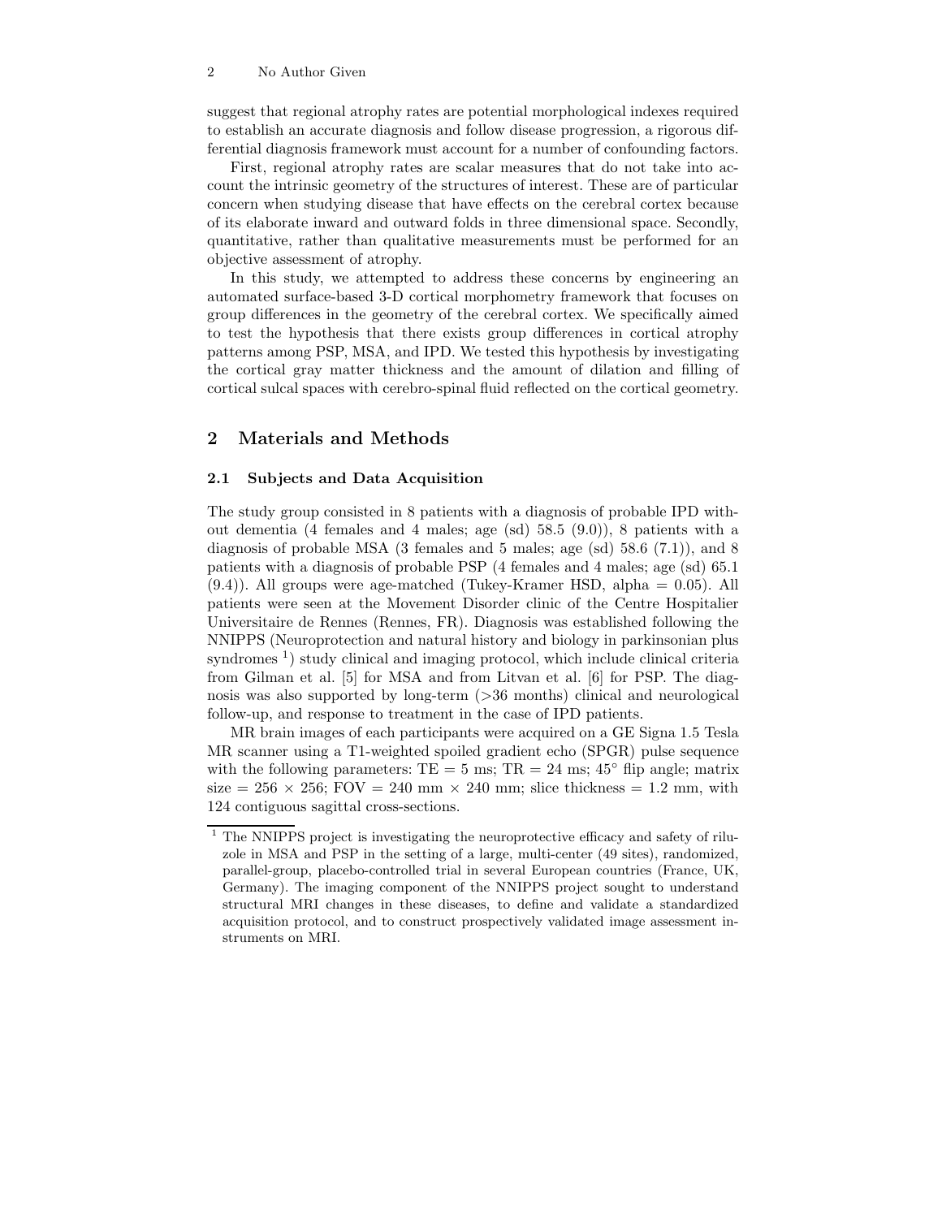suggest that regional atrophy rates are potential morphological indexes required to establish an accurate diagnosis and follow disease progression, a rigorous differential diagnosis framework must account for a number of confounding factors.

First, regional atrophy rates are scalar measures that do not take into account the intrinsic geometry of the structures of interest. These are of particular concern when studying disease that have effects on the cerebral cortex because of its elaborate inward and outward folds in three dimensional space. Secondly, quantitative, rather than qualitative measurements must be performed for an objective assessment of atrophy.

In this study, we attempted to address these concerns by engineering an automated surface-based 3-D cortical morphometry framework that focuses on group differences in the geometry of the cerebral cortex. We specifically aimed to test the hypothesis that there exists group differences in cortical atrophy patterns among PSP, MSA, and IPD. We tested this hypothesis by investigating the cortical gray matter thickness and the amount of dilation and filling of cortical sulcal spaces with cerebro-spinal fluid reflected on the cortical geometry.

## 2 Materials and Methods

### 2.1 Subjects and Data Acquisition

The study group consisted in 8 patients with a diagnosis of probable IPD without dementia (4 females and 4 males; age (sd) 58.5 (9.0)), 8 patients with a diagnosis of probable MSA (3 females and 5 males; age (sd) 58.6 (7.1)), and 8 patients with a diagnosis of probable PSP (4 females and 4 males; age (sd) 65.1 (9.4)). All groups were age-matched (Tukey-Kramer HSD, alpha = 0.05). All patients were seen at the Movement Disorder clinic of the Centre Hospitalier Universitaire de Rennes (Rennes, FR). Diagnosis was established following the NNIPPS (Neuroprotection and natural history and biology in parkinsonian plus syndromes [1]) study clinical and imaging protocol, which include clinical criteria from Gilman et al. [5] for MSA and from Litvan et al. [6] for PSP. The diagnosis was also supported by long-term (>36 months) clinical and neurological follow-up, and response to treatment in the case of IPD patients.

MR brain images of each participants were acquired on a GE Signa 1.5 Tesla MR scanner using a T1-weighted spoiled gradient echo (SPGR) pulse sequence with the following parameters: TE = 5 ms; TR = 24 ms; 45° flip angle; matrix size = 256 × 256; FOV = 240 mm × 240 mm; slice thickness = 1.2 mm, with 124 contiguous sagittal cross-sections.

[1] The NNIPPS project is investigating the neuroprotective efficacy and safety of riluzole in MSA and PSP in the setting of a large, multi-center (49 sites), randomized, parallel-group, placebo-controlled trial in several European countries (France, UK, Germany). The imaging component of the NNIPPS project sought to understand structural MRI changes in these diseases, to define and validate a standardized acquisition protocol, and to construct prospectively validated image assessment instruments on MRI.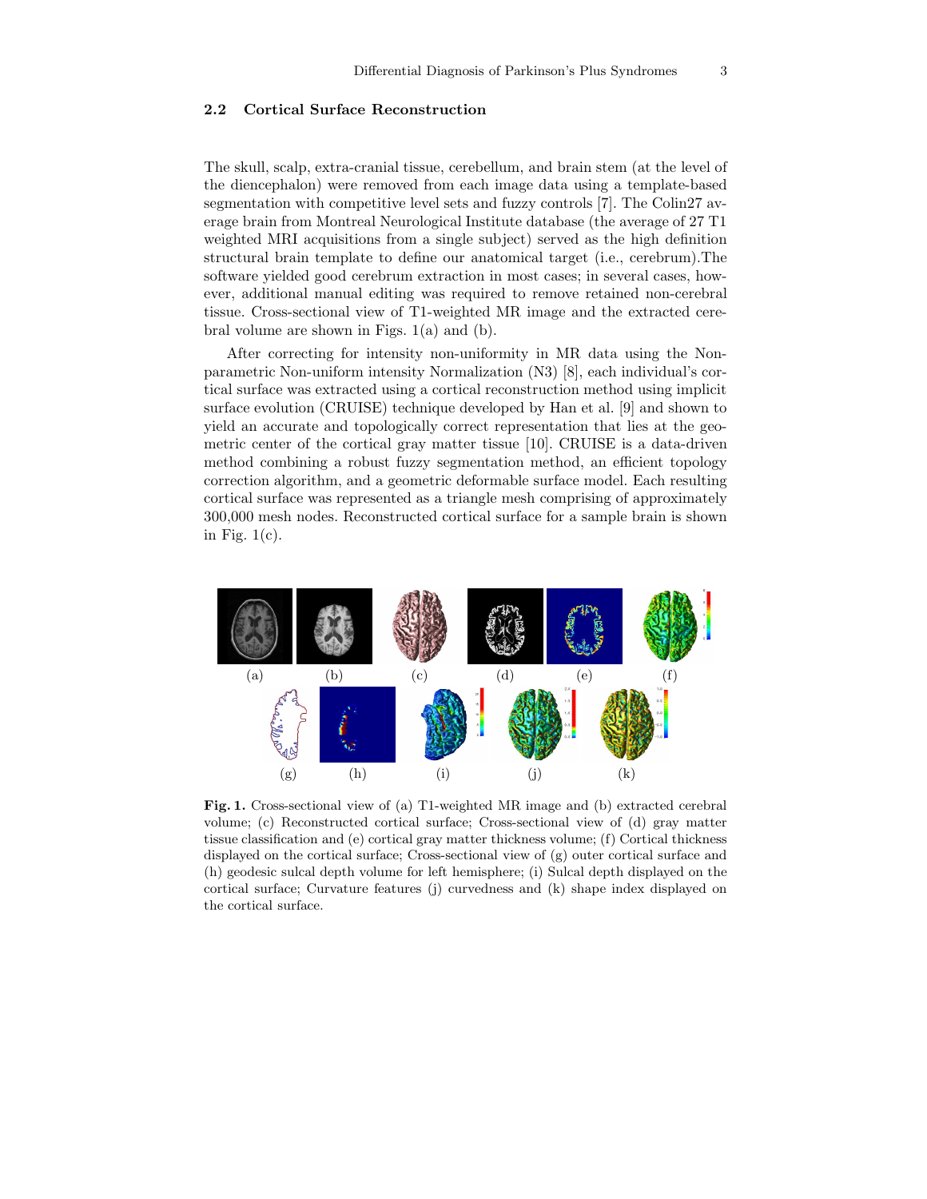### 2.2 Cortical Surface Reconstruction

The skull, scalp, extra-cranial tissue, cerebellum, and brain stem (at the level of the diencephalon) were removed from each image data using a template-based segmentation with competitive level sets and fuzzy controls [7]. The Colin27 average brain from Montreal Neurological Institute database (the average of 27 T1 weighted MRI acquisitions from a single subject) served as the high definition structural brain template to define our anatomical target (i.e., cerebrum).The software yielded good cerebrum extraction in most cases; in several cases, however, additional manual editing was required to remove retained non-cerebral tissue. Cross-sectional view of T1-weighted MR image and the extracted cerebral volume are shown in Figs. 1(a) and (b).

After correcting for intensity non-uniformity in MR data using the Nonparametric Non-uniform intensity Normalization (N3) [8], each individual's cortical surface was extracted using a cortical reconstruction method using implicit surface evolution (CRUISE) technique developed by Han et al. [9] and shown to yield an accurate and topologically correct representation that lies at the geometric center of the cortical gray matter tissue [10]. CRUISE is a data-driven method combining a robust fuzzy segmentation method, an efficient topology correction algorithm, and a geometric deformable surface model. Each resulting cortical surface was represented as a triangle mesh comprising of approximately 300,000 mesh nodes. Reconstructed cortical surface for a sample brain is shown in Fig. 1(c).

**Fig. 1.** Cross-sectional view of (a) T1-weighted MR image and (b) extracted cerebral volume; (c) Reconstructed cortical surface; Cross-sectional view of (d) gray matter tissue classification and (e) cortical gray matter thickness volume; (f) Cortical thickness displayed on the cortical surface; Cross-sectional view of (g) outer cortical surface and (h) geodesic sulcal depth volume for left hemisphere; (i) Sulcal depth displayed on the cortical surface; Curvature features (j) curvedness and (k) shape index displayed on the cortical surface.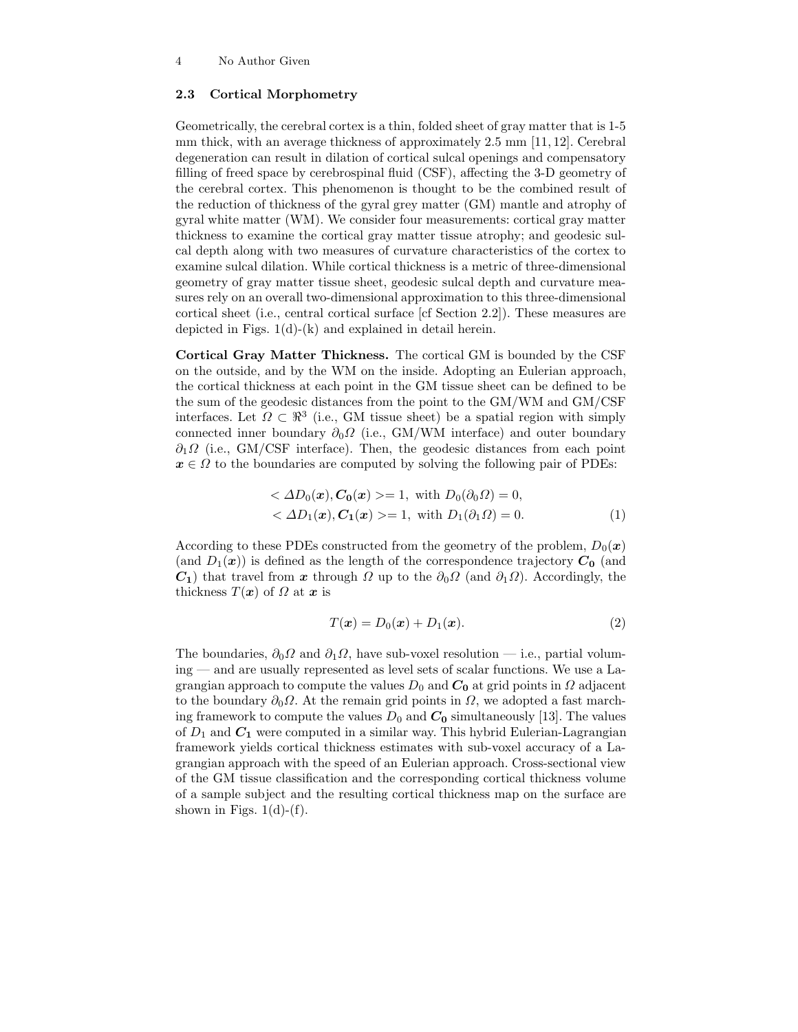### 2.3 Cortical Morphometry

Geometrically, the cerebral cortex is a thin, folded sheet of gray matter that is 1-5 mm thick, with an average thickness of approximately 2.5 mm [11, 12]. Cerebral degeneration can result in dilation of cortical sulcal openings and compensatory filling of freed space by cerebrospinal fluid (CSF), affecting the 3-D geometry of the cerebral cortex. This phenomenon is thought to be the combined result of the reduction of thickness of the gyral grey matter (GM) mantle and atrophy of gyral white matter (WM). We consider four measurements: cortical gray matter thickness to examine the cortical gray matter tissue atrophy; and geodesic sulcal depth along with two measures of curvature characteristics of the cortex to examine sulcal dilation. While cortical thickness is a metric of three-dimensional geometry of gray matter tissue sheet, geodesic sulcal depth and curvature measures rely on an overall two-dimensional approximation to this three-dimensional cortical sheet (i.e., central cortical surface [cf Section 2.2]). These measures are depicted in Figs. 1(d)-(k) and explained in detail herein.

**Cortical Gray Matter Thickness.** The cortical GM is bounded by the CSF on the outside, and by the WM on the inside. Adopting an Eulerian approach, the cortical thickness at each point in the GM tissue sheet can be defined to be the sum of the geodesic distances from the point to the GM/WM and GM/CSF interfaces. Let $\Omega \subset \Re^3$ (i.e., GM tissue sheet) be a spatial region with simply connected inner boundary $\partial_0 \Omega$ (i.e., GM/WM interface) and outer boundary $\partial_1 \Omega$ (i.e., GM/CSF interface). Then, the geodesic distances from each point $\boldsymbol{x} \in \Omega$ to the boundaries are computed by solving the following pair of PDEs:

$$
\begin{aligned}
< \Delta D_0(\boldsymbol{x}), \boldsymbol{C_0}(\boldsymbol{x}) >&= 1, \text{ with } D_0(\partial_0 \Omega) = 0, \\
< \Delta D_1(\boldsymbol{x}), \boldsymbol{C_1}(\boldsymbol{x}) >&= 1, \text{ with } D_1(\partial_1 \Omega) = 0.
\end{aligned} \tag{1}
$$

According to these PDEs constructed from the geometry of the problem, $D_0(\boldsymbol{x})$ (and $D_1(\boldsymbol{x})$) is defined as the length of the correspondence trajectory $\boldsymbol{C_0}$ (and $\boldsymbol{C_1}$) that travel from $\boldsymbol{x}$ through $\Omega$ up to the $\partial_0 \Omega$ (and $\partial_1 \Omega$). Accordingly, the thickness $T(\boldsymbol{x})$ of $\Omega$ at $\boldsymbol{x}$ is

$$
T(\boldsymbol{x}) = D_0(\boldsymbol{x}) + D_1(\boldsymbol{x}). \tag{2}
$$

The boundaries, $\partial_0 \Omega$ and $\partial_1 \Omega$, have sub-voxel resolution — i.e., partial voluming — and are usually represented as level sets of scalar functions. We use a Lagrangian approach to compute the values $D_0$ and $\boldsymbol{C_0}$ at grid points in $\Omega$ adjacent to the boundary $\partial_0 \Omega$. At the remain grid points in $\Omega$, we adopted a fast marching framework to compute the values $D_0$ and $\boldsymbol{C_0}$ simultaneously [13]. The values of $D_1$ and $\boldsymbol{C_1}$ were computed in a similar way. This hybrid Eulerian-Lagrangian framework yields cortical thickness estimates with sub-voxel accuracy of a Lagrangian approach with the speed of an Eulerian approach. Cross-sectional view of the GM tissue classification and the corresponding cortical thickness volume of a sample subject and the resulting cortical thickness map on the surface are shown in Figs. 1(d)-(f).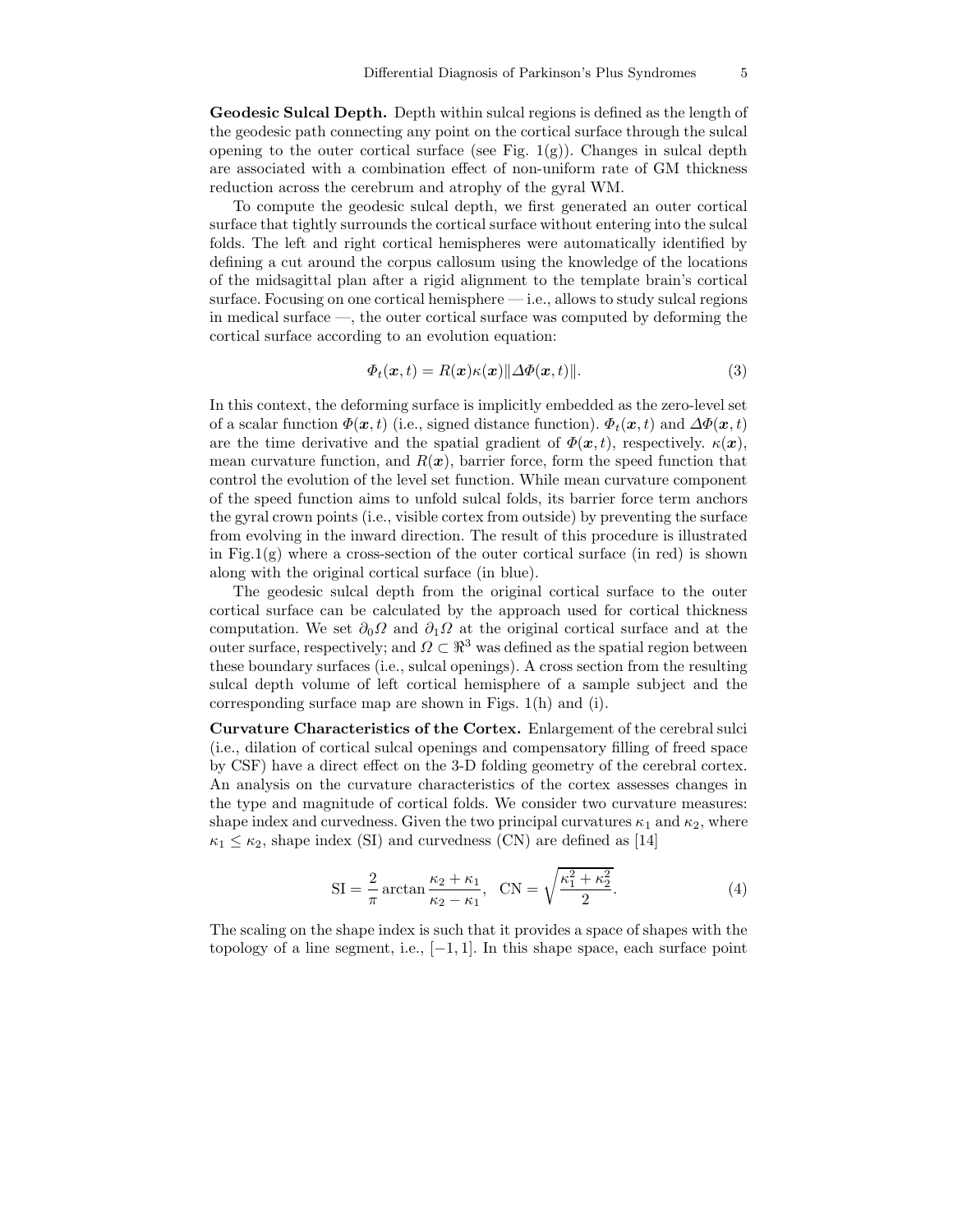**Geodesic Sulcal Depth.** Depth within sulcal regions is defined as the length of the geodesic path connecting any point on the cortical surface through the sulcal opening to the outer cortical surface (see Fig. 1(g)). Changes in sulcal depth are associated with a combination effect of non-uniform rate of GM thickness reduction across the cerebrum and atrophy of the gyral WM.

To compute the geodesic sulcal depth, we first generated an outer cortical surface that tightly surrounds the cortical surface without entering into the sulcal folds. The left and right cortical hemispheres were automatically identified by defining a cut around the corpus callosum using the knowledge of the locations of the midsagittal plan after a rigid alignment to the template brain's cortical surface. Focusing on one cortical hemisphere — i.e., allows to study sulcal regions in medical surface —, the outer cortical surface was computed by deforming the cortical surface according to an evolution equation:

$$\Phi_t(\boldsymbol{x}, t) = R(\boldsymbol{x})\kappa(\boldsymbol{x})\|\Delta\Phi(\boldsymbol{x}, t)\|. \tag{3}$$

In this context, the deforming surface is implicitly embedded as the zero-level set of a scalar function $\Phi(\boldsymbol{x}, t)$ (i.e., signed distance function). $\Phi_t(\boldsymbol{x}, t)$ and $\Delta\Phi(\boldsymbol{x}, t)$ are the time derivative and the spatial gradient of $\Phi(\boldsymbol{x}, t)$, respectively. $\kappa(\boldsymbol{x})$, mean curvature function, and $R(\boldsymbol{x})$, barrier force, form the speed function that control the evolution of the level set function. While mean curvature component of the speed function aims to unfold sulcal folds, its barrier force term anchors the gyral crown points (i.e., visible cortex from outside) by preventing the surface from evolving in the inward direction. The result of this procedure is illustrated in Fig.1(g) where a cross-section of the outer cortical surface (in red) is shown along with the original cortical surface (in blue).

The geodesic sulcal depth from the original cortical surface to the outer cortical surface can be calculated by the approach used for cortical thickness computation. We set $\partial_0\Omega$ and $\partial_1\Omega$ at the original cortical surface and at the outer surface, respectively; and $\Omega \subset \Re^3$ was defined as the spatial region between these boundary surfaces (i.e., sulcal openings). A cross section from the resulting sulcal depth volume of left cortical hemisphere of a sample subject and the corresponding surface map are shown in Figs. 1(h) and (i).

**Curvature Characteristics of the Cortex.** Enlargement of the cerebral sulci (i.e., dilation of cortical sulcal openings and compensatory filling of freed space by CSF) have a direct effect on the 3-D folding geometry of the cerebral cortex. An analysis on the curvature characteristics of the cortex assesses changes in the type and magnitude of cortical folds. We consider two curvature measures: shape index and curvedness. Given the two principal curvatures $\kappa_1$ and $\kappa_2$, where $\kappa_1 \leq \kappa_2$, shape index (SI) and curvedness (CN) are defined as [14]

$$\text{SI} = \frac{2}{\pi}\arctan\frac{\kappa_2 + \kappa_1}{\kappa_2 - \kappa_1}, \quad \text{CN} = \sqrt{\frac{\kappa_1^2 + \kappa_2^2}{2}}. \tag{4}$$

The scaling on the shape index is such that it provides a space of shapes with the topology of a line segment, i.e., $[-1, 1]$. In this shape space, each surface point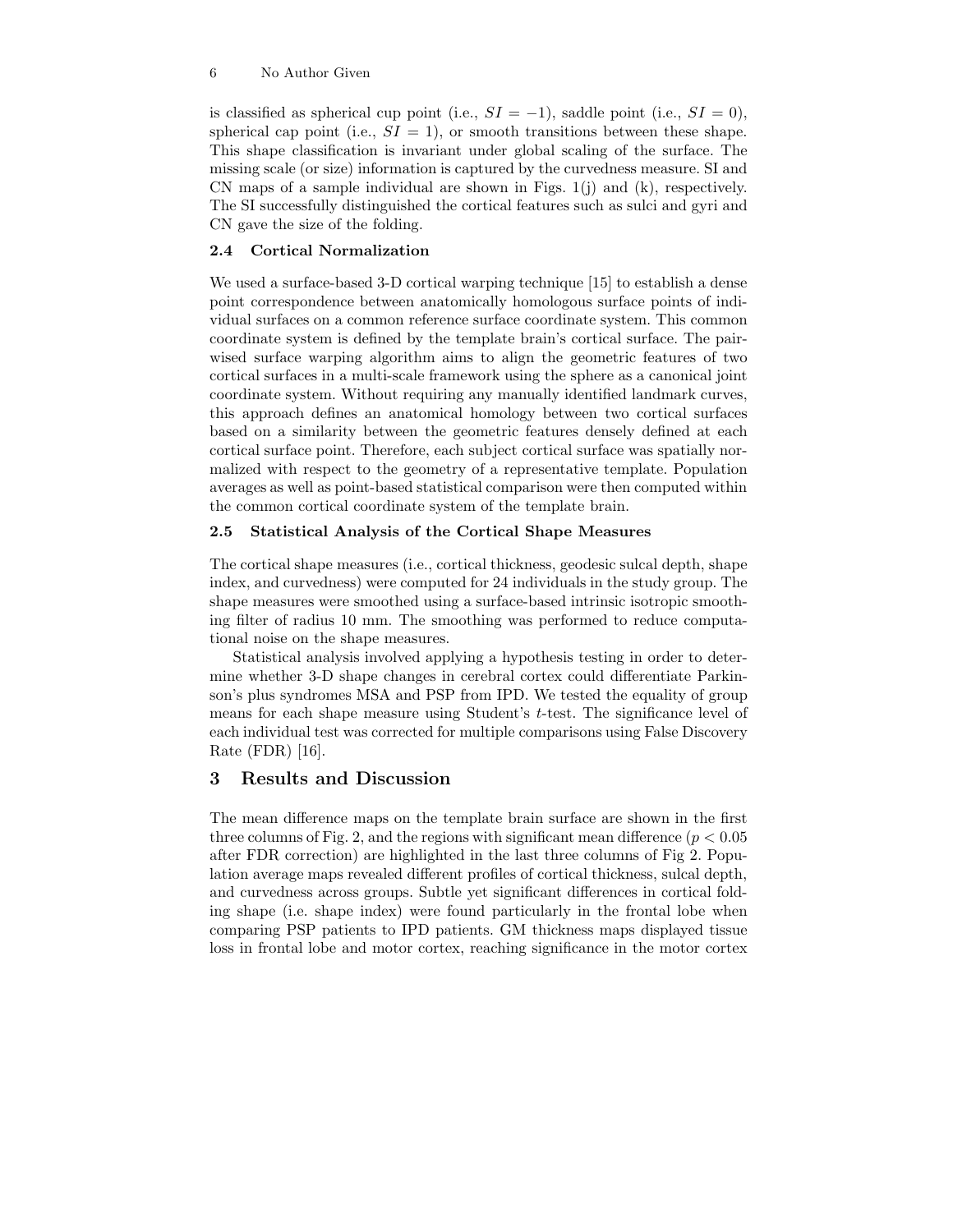is classified as spherical cup point (i.e., $SI = -1$), saddle point (i.e., $SI = 0$), spherical cap point (i.e., $SI = 1$), or smooth transitions between these shape. This shape classification is invariant under global scaling of the surface. The missing scale (or size) information is captured by the curvedness measure. SI and CN maps of a sample individual are shown in Figs. 1(j) and (k), respectively. The SI successfully distinguished the cortical features such as sulci and gyri and CN gave the size of the folding.

### 2.4 Cortical Normalization

We used a surface-based 3-D cortical warping technique [15] to establish a dense point correspondence between anatomically homologous surface points of individual surfaces on a common reference surface coordinate system. This common coordinate system is defined by the template brain's cortical surface. The pairwised surface warping algorithm aims to align the geometric features of two cortical surfaces in a multi-scale framework using the sphere as a canonical joint coordinate system. Without requiring any manually identified landmark curves, this approach defines an anatomical homology between two cortical surfaces based on a similarity between the geometric features densely defined at each cortical surface point. Therefore, each subject cortical surface was spatially normalized with respect to the geometry of a representative template. Population averages as well as point-based statistical comparison were then computed within the common cortical coordinate system of the template brain.

### 2.5 Statistical Analysis of the Cortical Shape Measures

The cortical shape measures (i.e., cortical thickness, geodesic sulcal depth, shape index, and curvedness) were computed for 24 individuals in the study group. The shape measures were smoothed using a surface-based intrinsic isotropic smoothing filter of radius 10 mm. The smoothing was performed to reduce computational noise on the shape measures.

Statistical analysis involved applying a hypothesis testing in order to determine whether 3-D shape changes in cerebral cortex could differentiate Parkinson's plus syndromes MSA and PSP from IPD. We tested the equality of group means for each shape measure using Student's $t$-test. The significance level of each individual test was corrected for multiple comparisons using False Discovery Rate (FDR) [16].

## 3 Results and Discussion

The mean difference maps on the template brain surface are shown in the first three columns of Fig. 2, and the regions with significant mean difference ($p < 0.05$ after FDR correction) are highlighted in the last three columns of Fig 2. Population average maps revealed different profiles of cortical thickness, sulcal depth, and curvedness across groups. Subtle yet significant differences in cortical folding shape (i.e. shape index) were found particularly in the frontal lobe when comparing PSP patients to IPD patients. GM thickness maps displayed tissue loss in frontal lobe and motor cortex, reaching significance in the motor cortex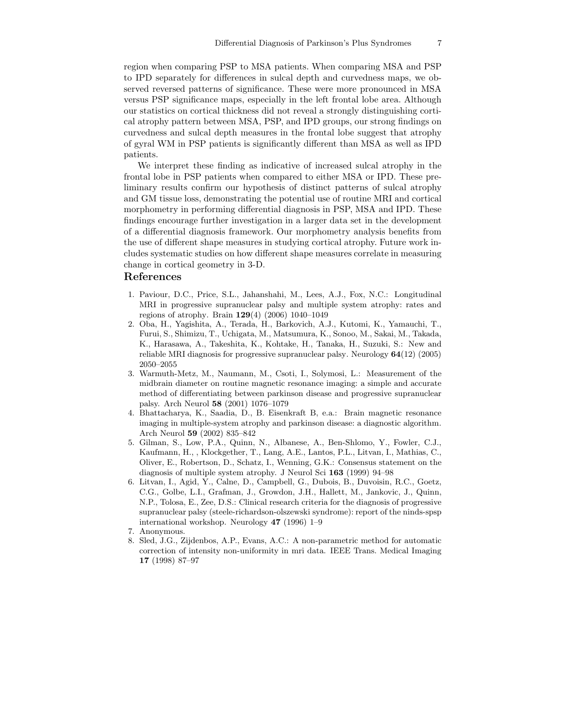region when comparing PSP to MSA patients. When comparing MSA and PSP to IPD separately for differences in sulcal depth and curvedness maps, we observed reversed patterns of significance. These were more pronounced in MSA versus PSP significance maps, especially in the left frontal lobe area. Although our statistics on cortical thickness did not reveal a strongly distinguishing cortical atrophy pattern between MSA, PSP, and IPD groups, our strong findings on curvedness and sulcal depth measures in the frontal lobe suggest that atrophy of gyral WM in PSP patients is significantly different than MSA as well as IPD patients.

We interpret these finding as indicative of increased sulcal atrophy in the frontal lobe in PSP patients when compared to either MSA or IPD. These preliminary results confirm our hypothesis of distinct patterns of sulcal atrophy and GM tissue loss, demonstrating the potential use of routine MRI and cortical morphometry in performing differential diagnosis in PSP, MSA and IPD. These findings encourage further investigation in a larger data set in the development of a differential diagnosis framework. Our morphometry analysis benefits from the use of different shape measures in studying cortical atrophy. Future work includes systematic studies on how different shape measures correlate in measuring change in cortical geometry in 3-D.

## References

1. Paviour, D.C., Price, S.L., Jahanshahi, M., Lees, A.J., Fox, N.C.: Longitudinal MRI in progressive supranuclear palsy and multiple system atrophy: rates and regions of atrophy. Brain **129**(4) (2006) 1040–1049
2. Oba, H., Yagishita, A., Terada, H., Barkovich, A.J., Kutomi, K., Yamauchi, T., Furui, S., Shimizu, T., Uchigata, M., Matsumura, K., Sonoo, M., Sakai, M., Takada, K., Harasawa, A., Takeshita, K., Kohtake, H., Tanaka, H., Suzuki, S.: New and reliable MRI diagnosis for progressive supranuclear palsy. Neurology **64**(12) (2005) 2050–2055
3. Warmuth-Metz, M., Naumann, M., Csoti, I., Solymosi, L.: Measurement of the midbrain diameter on routine magnetic resonance imaging: a simple and accurate method of differentiating between parkinson disease and progressive supranuclear palsy. Arch Neurol **58** (2001) 1076–1079
4. Bhattacharya, K., Saadia, D., B. Eisenkraft B, e.a.: Brain magnetic resonance imaging in multiple-system atrophy and parkinson disease: a diagnostic algorithm. Arch Neurol **59** (2002) 835–842
5. Gilman, S., Low, P.A., Quinn, N., Albanese, A., Ben-Shlomo, Y., Fowler, C.J., Kaufmann, H., , Klockgether, T., Lang, A.E., Lantos, P.L., Litvan, I., Mathias, C., Oliver, E., Robertson, D., Schatz, I., Wenning, G.K.: Consensus statement on the diagnosis of multiple system atrophy. J Neurol Sci **163** (1999) 94–98
6. Litvan, I., Agid, Y., Calne, D., Campbell, G., Dubois, B., Duvoisin, R.C., Goetz, C.G., Golbe, L.I., Grafman, J., Growdon, J.H., Hallett, M., Jankovic, J., Quinn, N.P., Tolosa, E., Zee, D.S.: Clinical research criteria for the diagnosis of progressive supranuclear palsy (steele-richardson-olszewski syndrome): report of the ninds-spsp international workshop. Neurology **47** (1996) 1–9
7. Anonymous.
8. Sled, J.G., Zijdenbos, A.P., Evans, A.C.: A non-parametric method for automatic correction of intensity non-uniformity in mri data. IEEE Trans. Medical Imaging **17** (1998) 87–97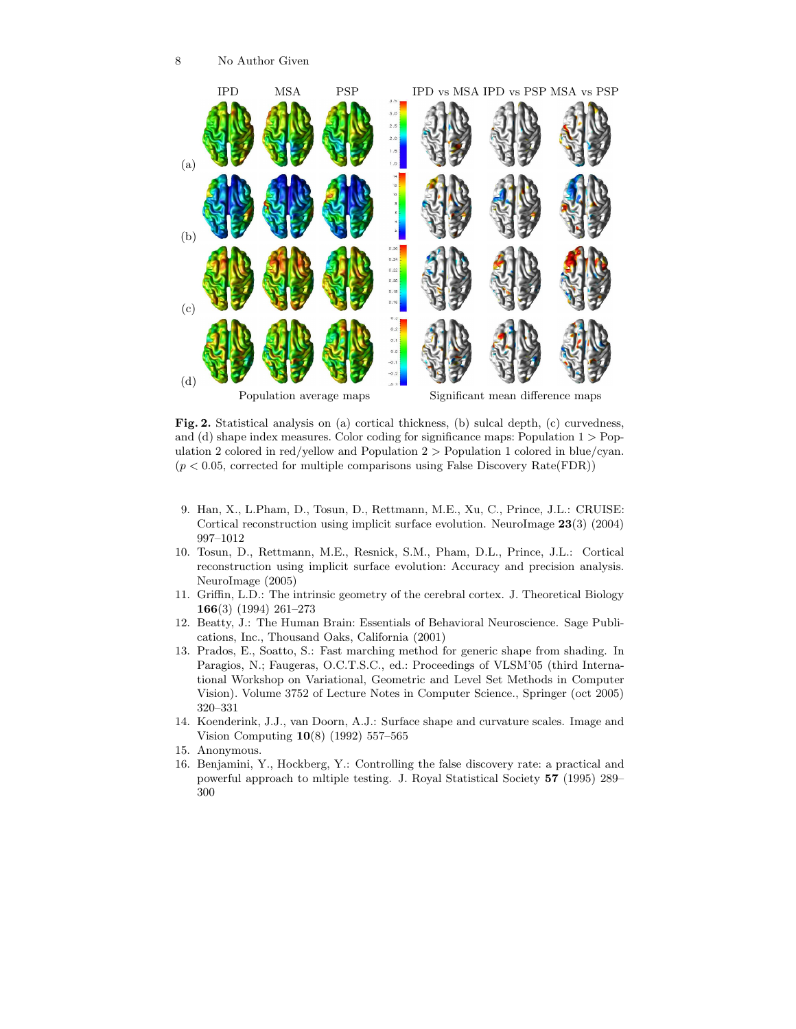IPD MSA PSP IPD vs MSA IPD vs PSP MSA vs PSP

(a)

(b)

(c)

(d)

Population average maps

Significant mean difference maps

**Fig. 2.** Statistical analysis on (a) cortical thickness, (b) sulcal depth, (c) curvedness, and (d) shape index measures. Color coding for significance maps: Population 1 > Population 2 colored in red/yellow and Population 2 > Population 1 colored in blue/cyan. ($p < 0.05$, corrected for multiple comparisons using False Discovery Rate(FDR))

9. Han, X., L.Pham, D., Tosun, D., Rettmann, M.E., Xu, C., Prince, J.L.: CRUISE: Cortical reconstruction using implicit surface evolution. NeuroImage **23**(3) (2004) 997–1012
10. Tosun, D., Rettmann, M.E., Resnick, S.M., Pham, D.L., Prince, J.L.: Cortical reconstruction using implicit surface evolution: Accuracy and precision analysis. NeuroImage (2005)
11. Griffin, L.D.: The intrinsic geometry of the cerebral cortex. J. Theoretical Biology **166**(3) (1994) 261–273
12. Beatty, J.: The Human Brain: Essentials of Behavioral Neuroscience. Sage Publications, Inc., Thousand Oaks, California (2001)
13. Prados, E., Soatto, S.: Fast marching method for generic shape from shading. In Paragios, N.; Faugeras, O.C.T.S.C., ed.: Proceedings of VLSM'05 (third International Workshop on Variational, Geometric and Level Set Methods in Computer Vision). Volume 3752 of Lecture Notes in Computer Science., Springer (oct 2005) 320–331
14. Koenderink, J.J., van Doorn, A.J.: Surface shape and curvature scales. Image and Vision Computing **10**(8) (1992) 557–565
15. Anonymous.
16. Benjamini, Y., Hockberg, Y.: Controlling the false discovery rate: a practical and powerful approach to mltiple testing. J. Royal Statistical Society **57** (1995) 289–300